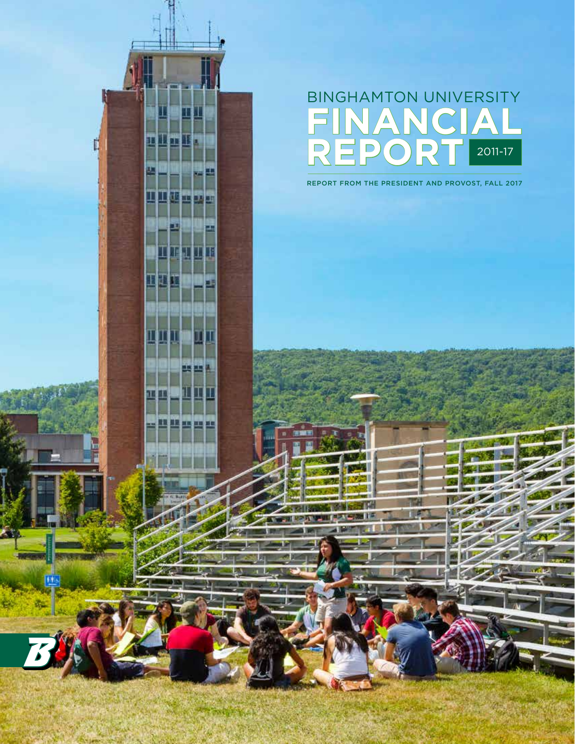# BINGHAMTON UNIVERSITY FINANCIAL REPORT 2011-17

REPORT FROM THE PRESIDENT AND PROVOST, FALL 2017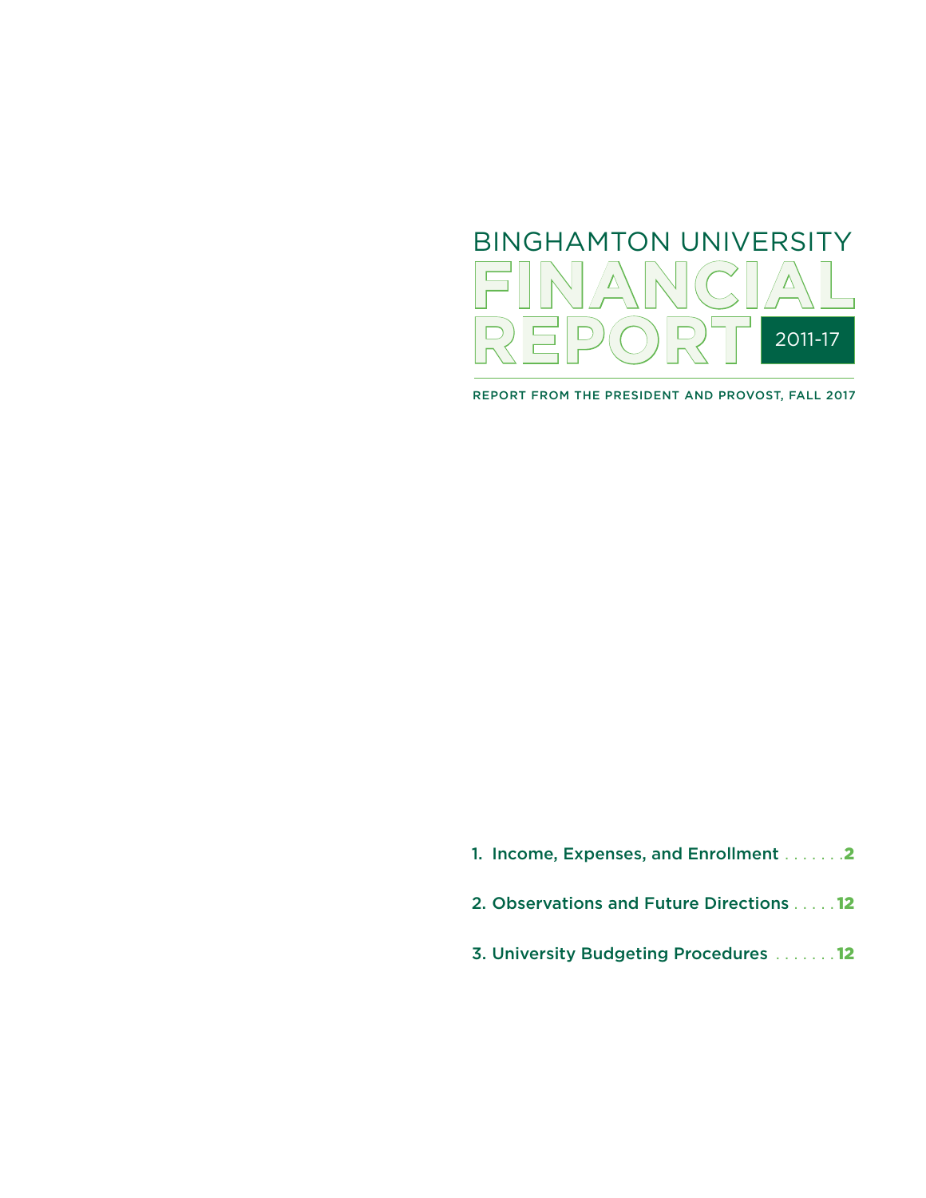# BINGHAMTON UNIVERSITY FINANCIAL REPORT 2011-17

REPORT FROM THE PRESIDENT AND PROVOST, FALL 2017

1. Income, Expenses, and Enrollment . . . . . . . 2
2. Observations and Future Directions . . . . . 12
3. University Budgeting Procedures . . . . . . . 12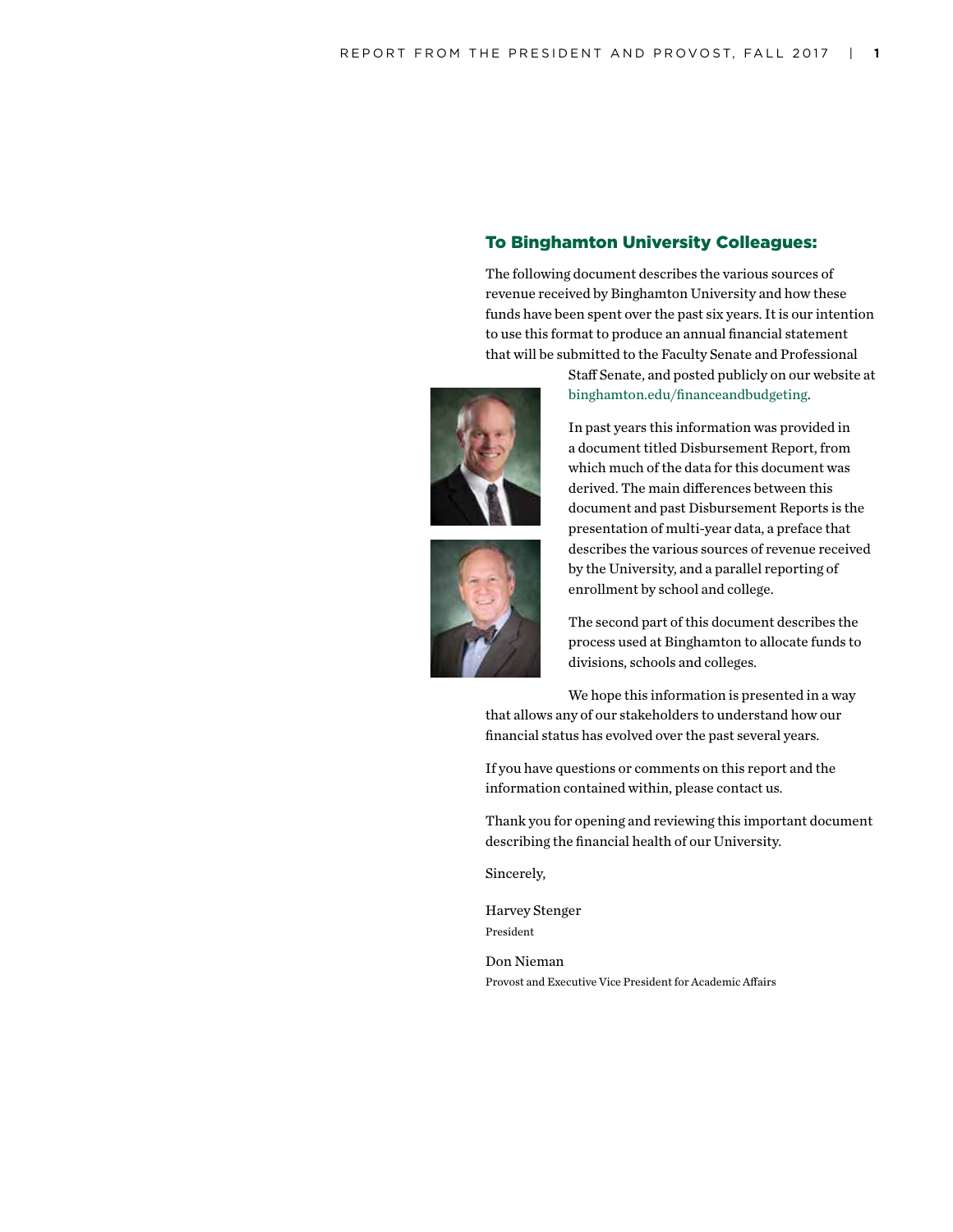## To Binghamton University Colleagues:

The following document describes the various sources of revenue received by Binghamton University and how these funds have been spent over the past six years. It is our intention to use this format to produce an annual financial statement that will be submitted to the Faculty Senate and Professional Staff Senate, and posted publicly on our website at binghamton.edu/financeandbudgeting.

In past years this information was provided in a document titled Disbursement Report, from which much of the data for this document was derived. The main differences between this document and past Disbursement Reports is the presentation of multi-year data, a preface that describes the various sources of revenue received by the University, and a parallel reporting of enrollment by school and college.

The second part of this document describes the process used at Binghamton to allocate funds to divisions, schools and colleges.

We hope this information is presented in a way that allows any of our stakeholders to understand how our financial status has evolved over the past several years.

If you have questions or comments on this report and the information contained within, please contact us.

Thank you for opening and reviewing this important document describing the financial health of our University.

Sincerely,

Harvey Stenger
President

Don Nieman
Provost and Executive Vice President for Academic Affairs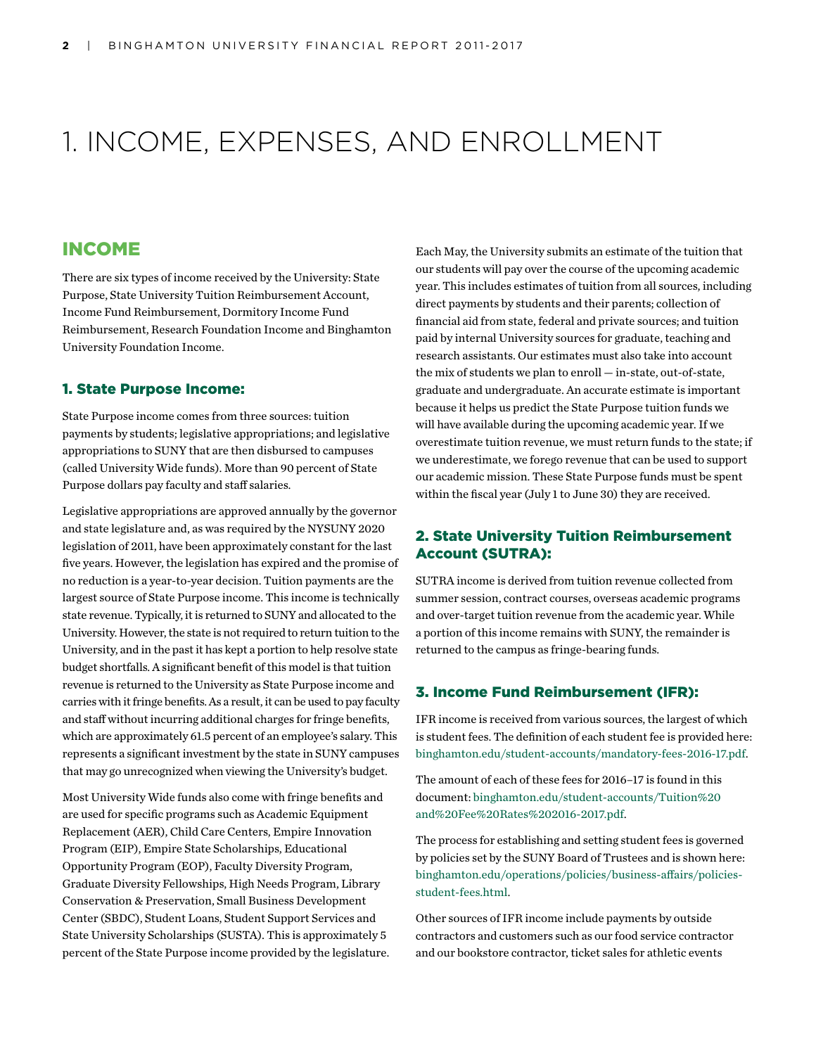# 1. INCOME, EXPENSES, AND ENROLLMENT

## INCOME

There are six types of income received by the University: State Purpose, State University Tuition Reimbursement Account, Income Fund Reimbursement, Dormitory Income Fund Reimbursement, Research Foundation Income and Binghamton University Foundation Income.

### 1. State Purpose Income:

State Purpose income comes from three sources: tuition payments by students; legislative appropriations; and legislative appropriations to SUNY that are then disbursed to campuses (called University Wide funds). More than 90 percent of State Purpose dollars pay faculty and staff salaries.

Legislative appropriations are approved annually by the governor and state legislature and, as was required by the NYSUNY 2020 legislation of 2011, have been approximately constant for the last five years. However, the legislation has expired and the promise of no reduction is a year-to-year decision. Tuition payments are the largest source of State Purpose income. This income is technically state revenue. Typically, it is returned to SUNY and allocated to the University. However, the state is not required to return tuition to the University, and in the past it has kept a portion to help resolve state budget shortfalls. A significant benefit of this model is that tuition revenue is returned to the University as State Purpose income and carries with it fringe benefits. As a result, it can be used to pay faculty and staff without incurring additional charges for fringe benefits, which are approximately 61.5 percent of an employee's salary. This represents a significant investment by the state in SUNY campuses that may go unrecognized when viewing the University's budget.

Most University Wide funds also come with fringe benefits and are used for specific programs such as Academic Equipment Replacement (AER), Child Care Centers, Empire Innovation Program (EIP), Empire State Scholarships, Educational Opportunity Program (EOP), Faculty Diversity Program, Graduate Diversity Fellowships, High Needs Program, Library Conservation & Preservation, Small Business Development Center (SBDC), Student Loans, Student Support Services and State University Scholarships (SUSTA). This is approximately 5 percent of the State Purpose income provided by the legislature.

Each May, the University submits an estimate of the tuition that our students will pay over the course of the upcoming academic year. This includes estimates of tuition from all sources, including direct payments by students and their parents; collection of financial aid from state, federal and private sources; and tuition paid by internal University sources for graduate, teaching and research assistants. Our estimates must also take into account the mix of students we plan to enroll — in-state, out-of-state, graduate and undergraduate. An accurate estimate is important because it helps us predict the State Purpose tuition funds we will have available during the upcoming academic year. If we overestimate tuition revenue, we must return funds to the state; if we underestimate, we forego revenue that can be used to support our academic mission. These State Purpose funds must be spent within the fiscal year (July 1 to June 30) they are received.

### 2. State University Tuition Reimbursement Account (SUTRA):

SUTRA income is derived from tuition revenue collected from summer session, contract courses, overseas academic programs and over-target tuition revenue from the academic year. While a portion of this income remains with SUNY, the remainder is returned to the campus as fringe-bearing funds.

### 3. Income Fund Reimbursement (IFR):

IFR income is received from various sources, the largest of which is student fees. The definition of each student fee is provided here: binghamton.edu/student-accounts/mandatory-fees-2016-17.pdf.

The amount of each of these fees for 2016–17 is found in this document: binghamton.edu/student-accounts/Tuition%20and%20Fee%20Rates%202016-2017.pdf.

The process for establishing and setting student fees is governed by policies set by the SUNY Board of Trustees and is shown here: binghamton.edu/operations/policies/business-affairs/policies-student-fees.html.

Other sources of IFR income include payments by outside contractors and customers such as our food service contractor and our bookstore contractor, ticket sales for athletic events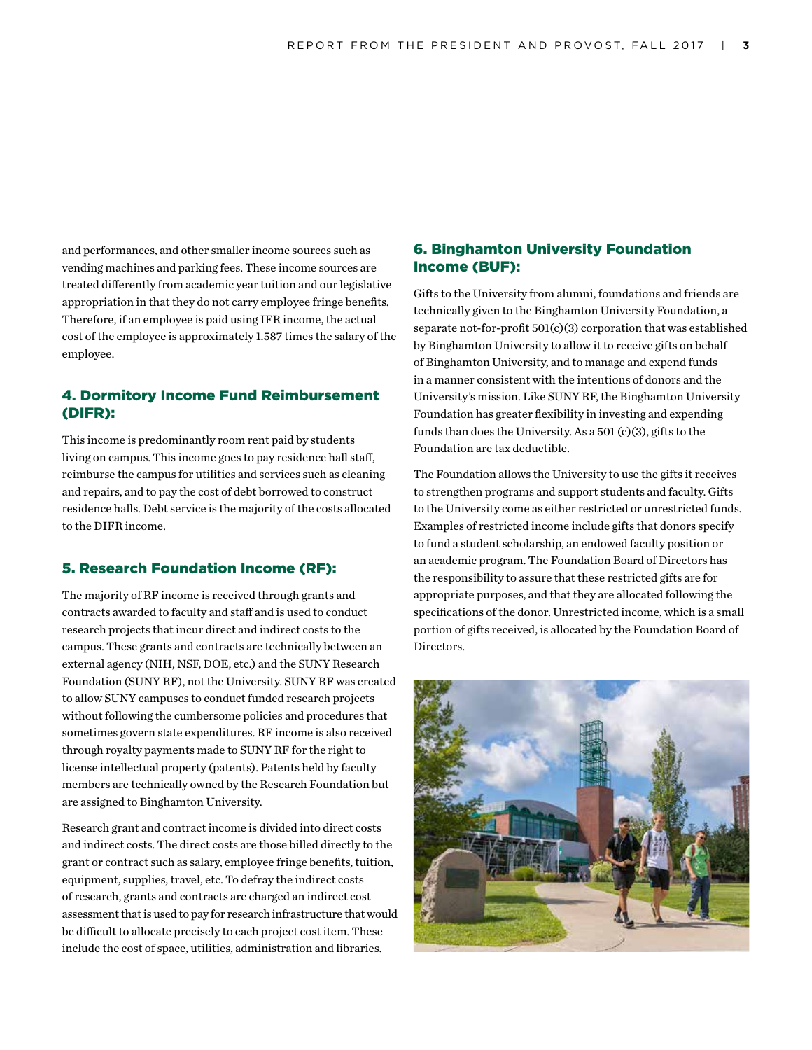and performances, and other smaller income sources such as vending machines and parking fees. These income sources are treated differently from academic year tuition and our legislative appropriation in that they do not carry employee fringe benefits. Therefore, if an employee is paid using IFR income, the actual cost of the employee is approximately 1.587 times the salary of the employee.

### 4. Dormitory Income Fund Reimbursement (DIFR):

This income is predominantly room rent paid by students living on campus. This income goes to pay residence hall staff, reimburse the campus for utilities and services such as cleaning and repairs, and to pay the cost of debt borrowed to construct residence halls. Debt service is the majority of the costs allocated to the DIFR income.

### 5. Research Foundation Income (RF):

The majority of RF income is received through grants and contracts awarded to faculty and staff and is used to conduct research projects that incur direct and indirect costs to the campus. These grants and contracts are technically between an external agency (NIH, NSF, DOE, etc.) and the SUNY Research Foundation (SUNY RF), not the University. SUNY RF was created to allow SUNY campuses to conduct funded research projects without following the cumbersome policies and procedures that sometimes govern state expenditures. RF income is also received through royalty payments made to SUNY RF for the right to license intellectual property (patents). Patents held by faculty members are technically owned by the Research Foundation but are assigned to Binghamton University.

Research grant and contract income is divided into direct costs and indirect costs. The direct costs are those billed directly to the grant or contract such as salary, employee fringe benefits, tuition, equipment, supplies, travel, etc. To defray the indirect costs of research, grants and contracts are charged an indirect cost assessment that is used to pay for research infrastructure that would be difficult to allocate precisely to each project cost item. These include the cost of space, utilities, administration and libraries.

### 6. Binghamton University Foundation Income (BUF):

Gifts to the University from alumni, foundations and friends are technically given to the Binghamton University Foundation, a separate not-for-profit 501(c)(3) corporation that was established by Binghamton University to allow it to receive gifts on behalf of Binghamton University, and to manage and expend funds in a manner consistent with the intentions of donors and the University's mission. Like SUNY RF, the Binghamton University Foundation has greater flexibility in investing and expending funds than does the University. As a 501 (c)(3), gifts to the Foundation are tax deductible.

The Foundation allows the University to use the gifts it receives to strengthen programs and support students and faculty. Gifts to the University come as either restricted or unrestricted funds. Examples of restricted income include gifts that donors specify to fund a student scholarship, an endowed faculty position or an academic program. The Foundation Board of Directors has the responsibility to assure that these restricted gifts are for appropriate purposes, and that they are allocated following the specifications of the donor. Unrestricted income, which is a small portion of gifts received, is allocated by the Foundation Board of Directors.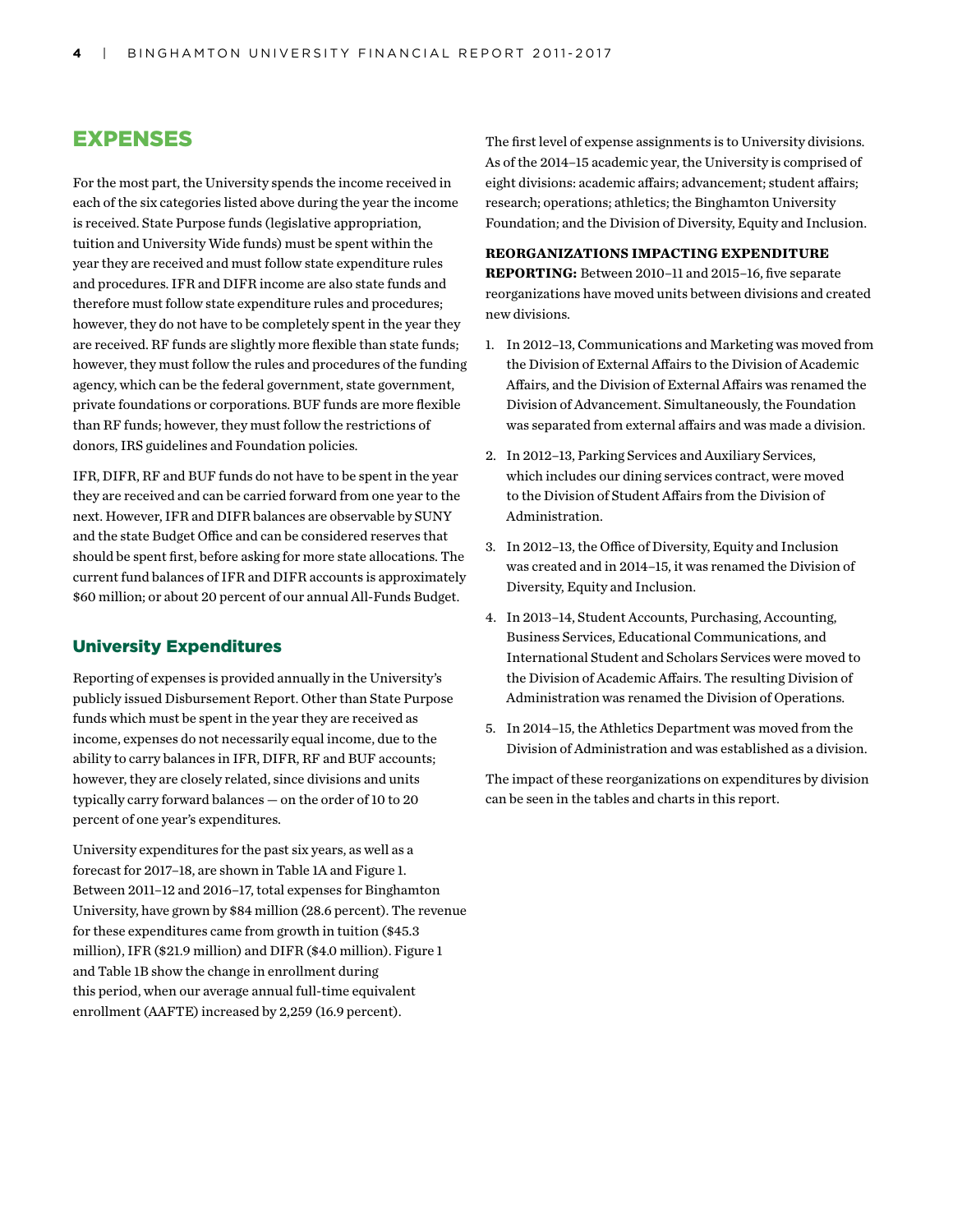# EXPENSES

For the most part, the University spends the income received in each of the six categories listed above during the year the income is received. State Purpose funds (legislative appropriation, tuition and University Wide funds) must be spent within the year they are received and must follow state expenditure rules and procedures. IFR and DIFR income are also state funds and therefore must follow state expenditure rules and procedures; however, they do not have to be completely spent in the year they are received. RF funds are slightly more flexible than state funds; however, they must follow the rules and procedures of the funding agency, which can be the federal government, state government, private foundations or corporations. BUF funds are more flexible than RF funds; however, they must follow the restrictions of donors, IRS guidelines and Foundation policies.

IFR, DIFR, RF and BUF funds do not have to be spent in the year they are received and can be carried forward from one year to the next. However, IFR and DIFR balances are observable by SUNY and the state Budget Office and can be considered reserves that should be spent first, before asking for more state allocations. The current fund balances of IFR and DIFR accounts is approximately $60 million; or about 20 percent of our annual All-Funds Budget.

## University Expenditures

Reporting of expenses is provided annually in the University's publicly issued Disbursement Report. Other than State Purpose funds which must be spent in the year they are received as income, expenses do not necessarily equal income, due to the ability to carry balances in IFR, DIFR, RF and BUF accounts; however, they are closely related, since divisions and units typically carry forward balances — on the order of 10 to 20 percent of one year's expenditures.

University expenditures for the past six years, as well as a forecast for 2017–18, are shown in Table 1A and Figure 1. Between 2011–12 and 2016–17, total expenses for Binghamton University, have grown by $84 million (28.6 percent). The revenue for these expenditures came from growth in tuition ($45.3 million), IFR ($21.9 million) and DIFR ($4.0 million). Figure 1 and Table 1B show the change in enrollment during this period, when our average annual full-time equivalent enrollment (AAFTE) increased by 2,259 (16.9 percent).

The first level of expense assignments is to University divisions. As of the 2014–15 academic year, the University is comprised of eight divisions: academic affairs; advancement; student affairs; research; operations; athletics; the Binghamton University Foundation; and the Division of Diversity, Equity and Inclusion.

**REORGANIZATIONS IMPACTING EXPENDITURE REPORTING:** Between 2010–11 and 2015–16, five separate reorganizations have moved units between divisions and created new divisions.

1. In 2012–13, Communications and Marketing was moved from the Division of External Affairs to the Division of Academic Affairs, and the Division of External Affairs was renamed the Division of Advancement. Simultaneously, the Foundation was separated from external affairs and was made a division.
2. In 2012–13, Parking Services and Auxiliary Services, which includes our dining services contract, were moved to the Division of Student Affairs from the Division of Administration.
3. In 2012–13, the Office of Diversity, Equity and Inclusion was created and in 2014–15, it was renamed the Division of Diversity, Equity and Inclusion.
4. In 2013–14, Student Accounts, Purchasing, Accounting, Business Services, Educational Communications, and International Student and Scholars Services were moved to the Division of Academic Affairs. The resulting Division of Administration was renamed the Division of Operations.
5. In 2014–15, the Athletics Department was moved from the Division of Administration and was established as a division.

The impact of these reorganizations on expenditures by division can be seen in the tables and charts in this report.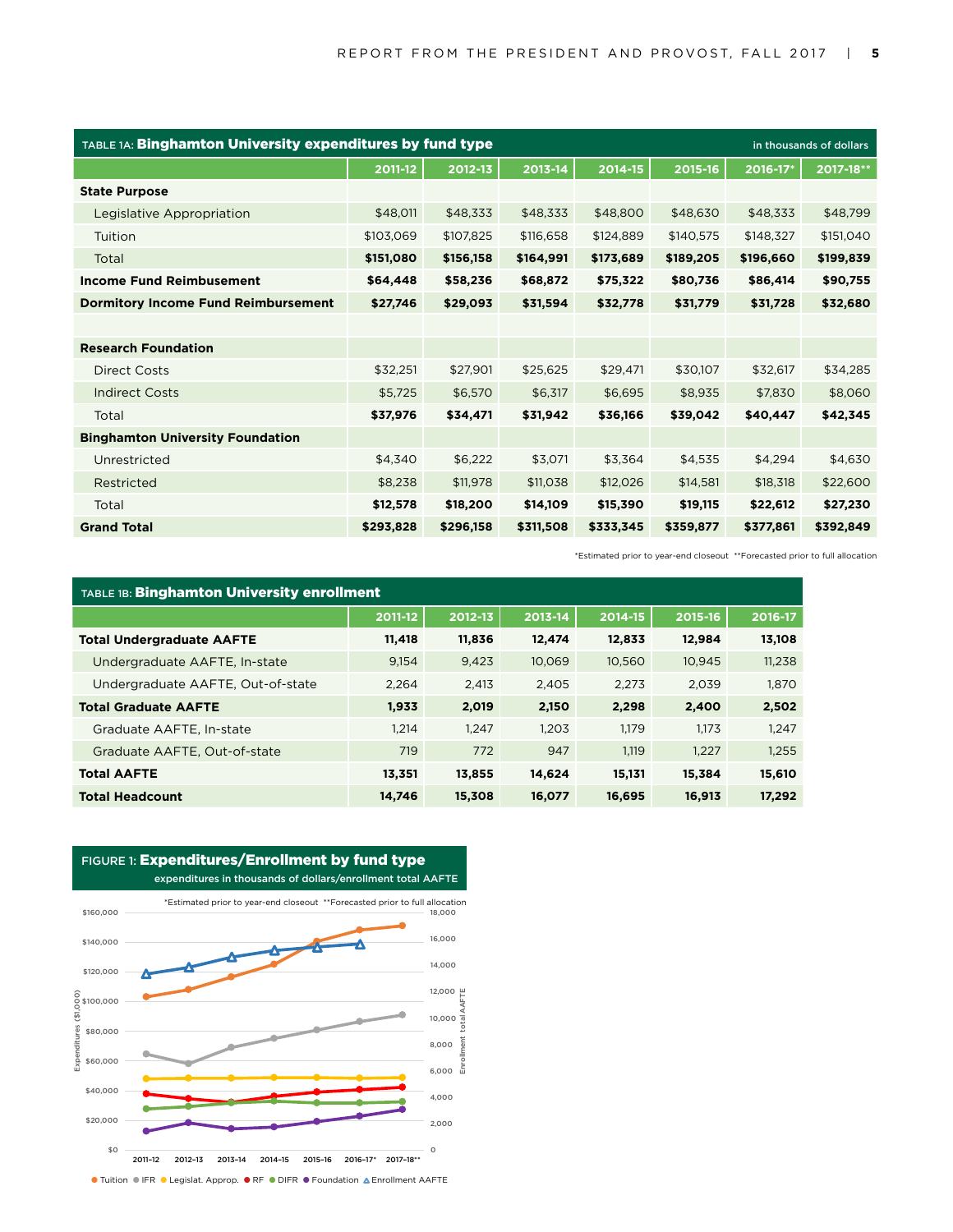TABLE 1A: **Binghamton University expenditures by fund type** — in thousands of dollars

| | 2011-12 | 2012-13 | 2013-14 | 2014-15 | 2015-16 | 2016-17* | 2017-18** |
|---|---|---|---|---|---|---|---|
| **State Purpose** | | | | | | | |
| Legislative Appropriation | $48,011 | $48,333 | $48,333 | $48,800 | $48,630 | $48,333 | $48,799 |
| Tuition | $103,069 | $107,825 | $116,658 | $124,889 | $140,575 | $148,327 | $151,040 |
| Total | **$151,080** | **$156,158** | **$164,991** | **$173,689** | **$189,205** | **$196,660** | **$199,839** |
| **Income Fund Reimbusement** | **$64,448** | **$58,236** | **$68,872** | **$75,322** | **$80,736** | **$86,414** | **$90,755** |
| **Dormitory Income Fund Reimbursement** | **$27,746** | **$29,093** | **$31,594** | **$32,778** | **$31,779** | **$31,728** | **$32,680** |
| | | | | | | | |
| **Research Foundation** | | | | | | | |
| Direct Costs | $32,251 | $27,901 | $25,625 | $29,471 | $30,107 | $32,617 | $34,285 |
| Indirect Costs | $5,725 | $6,570 | $6,317 | $6,695 | $8,935 | $7,830 | $8,060 |
| Total | **$37,976** | **$34,471** | **$31,942** | **$36,166** | **$39,042** | **$40,447** | **$42,345** |
| **Binghamton University Foundation** | | | | | | | |
| Unrestricted | $4,340 | $6,222 | $3,071 | $3,364 | $4,535 | $4,294 | $4,630 |
| Restricted | $8,238 | $11,978 | $11,038 | $12,026 | $14,581 | $18,318 | $22,600 |
| Total | **$12,578** | **$18,200** | **$14,109** | **$15,390** | **$19,115** | **$22,612** | **$27,230** |
| **Grand Total** | **$293,828** | **$296,158** | **$311,508** | **$333,345** | **$359,877** | **$377,861** | **$392,849** |

*Estimated prior to year-end closeout **Forecasted prior to full allocation

TABLE 1B: **Binghamton University enrollment**

| | 2011-12 | 2012-13 | 2013-14 | 2014-15 | 2015-16 | 2016-17 |
|---|---|---|---|---|---|---|
| **Total Undergraduate AAFTE** | **11,418** | **11,836** | **12,474** | **12,833** | **12,984** | **13,108** |
| Undergraduate AAFTE, In-state | 9,154 | 9,423 | 10,069 | 10,560 | 10,945 | 11,238 |
| Undergraduate AAFTE, Out-of-state | 2,264 | 2,413 | 2,405 | 2,273 | 2,039 | 1,870 |
| **Total Graduate AAFTE** | **1,933** | **2,019** | **2,150** | **2,298** | **2,400** | **2,502** |
| Graduate AAFTE, In-state | 1,214 | 1,247 | 1,203 | 1,179 | 1,173 | 1,247 |
| Graduate AAFTE, Out-of-state | 719 | 772 | 947 | 1,119 | 1,227 | 1,255 |
| **Total AAFTE** | **13,351** | **13,855** | **14,624** | **15,131** | **15,384** | **15,610** |
| **Total Headcount** | **14,746** | **15,308** | **16,077** | **16,695** | **16,913** | **17,292** |

FIGURE 1: **Expenditures/Enrollment by fund type**

expenditures in thousands of dollars/enrollment total AAFTE

*Estimated prior to year-end closeout **Forecasted prior to full allocation

Expenditures ($1,000)

$160,000
$140,000
$120,000
$100,000
$80,000
$60,000
$40,000
$20,000
$0

Enrollment total AAFTE

18,000
16,000
14,000
12,000
10,000
8,000
6,000
4,000
2,000
0

2011–12 2012–13 2013–14 2014–15 2015-16 2016-17* 2017-18**

Tuition IFR Legislat. Approp. RF DIFR Foundation Enrollment AAFTE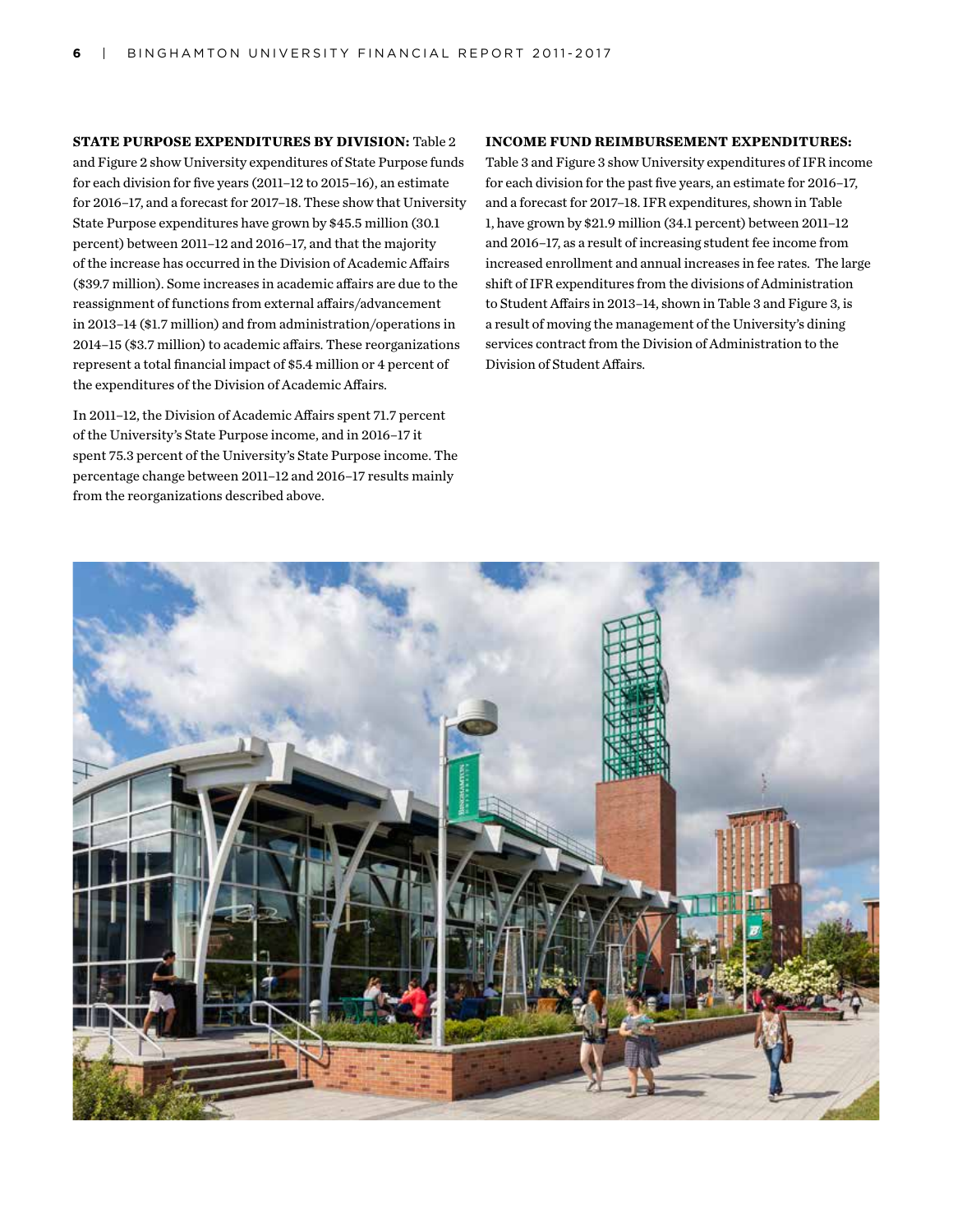**STATE PURPOSE EXPENDITURES BY DIVISION:** Table 2 and Figure 2 show University expenditures of State Purpose funds for each division for five years (2011–12 to 2015–16), an estimate for 2016–17, and a forecast for 2017–18. These show that University State Purpose expenditures have grown by $45.5 million (30.1 percent) between 2011–12 and 2016–17, and that the majority of the increase has occurred in the Division of Academic Affairs ($39.7 million). Some increases in academic affairs are due to the reassignment of functions from external affairs/advancement in 2013–14 ($1.7 million) and from administration/operations in 2014–15 ($3.7 million) to academic affairs. These reorganizations represent a total financial impact of $5.4 million or 4 percent of the expenditures of the Division of Academic Affairs.

In 2011–12, the Division of Academic Affairs spent 71.7 percent of the University's State Purpose income, and in 2016–17 it spent 75.3 percent of the University's State Purpose income. The percentage change between 2011–12 and 2016–17 results mainly from the reorganizations described above.

**INCOME FUND REIMBURSEMENT EXPENDITURES:** Table 3 and Figure 3 show University expenditures of IFR income for each division for the past five years, an estimate for 2016–17, and a forecast for 2017–18. IFR expenditures, shown in Table 1, have grown by $21.9 million (34.1 percent) between 2011–12 and 2016–17, as a result of increasing student fee income from increased enrollment and annual increases in fee rates. The large shift of IFR expenditures from the divisions of Administration to Student Affairs in 2013–14, shown in Table 3 and Figure 3, is a result of moving the management of the University's dining services contract from the Division of Administration to the Division of Student Affairs.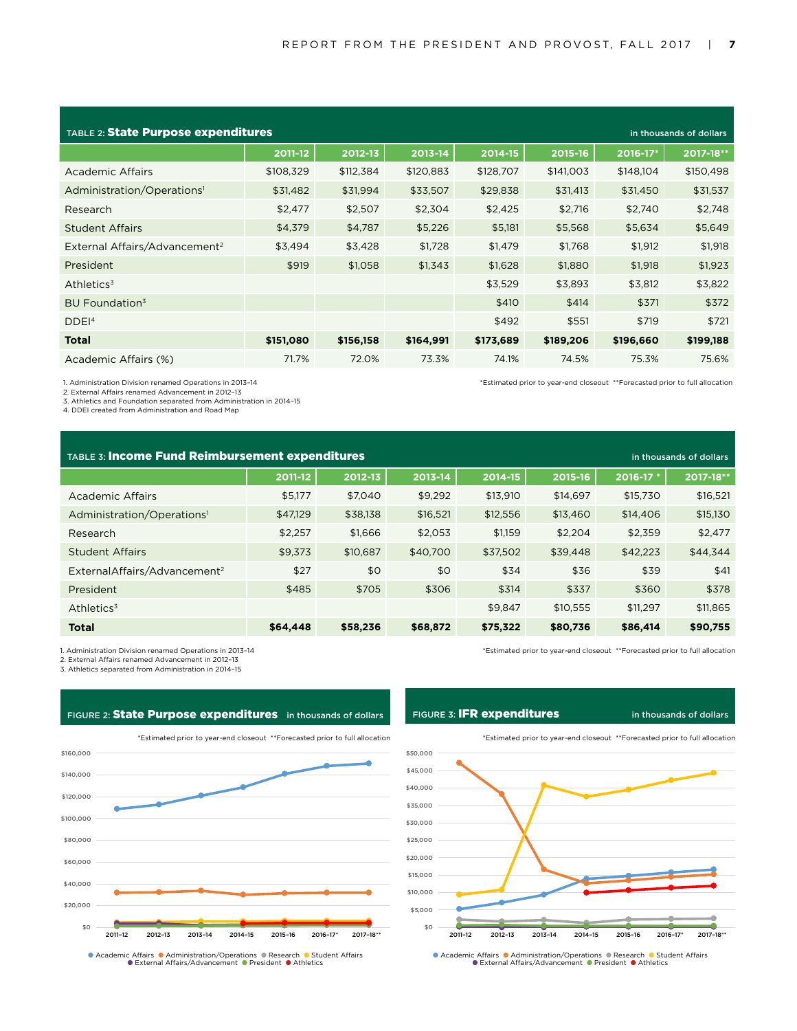## TABLE 2: State Purpose expenditures

in thousands of dollars

| | 2011-12 | 2012-13 | 2013-14 | 2014-15 | 2015-16 | 2016-17* | 2017-18** |
|---|---|---|---|---|---|---|---|
| Academic Affairs | $108,329 | $112,384 | $120,883 | $128,707 | $141,003 | $148,104 | $150,498 |
| Administration/Operations[1] | $31,482 | $31,994 | $33,507 | $29,838 | $31,413 | $31,450 | $31,537 |
| Research | $2,477 | $2,507 | $2,304 | $2,425 | $2,716 | $2,740 | $2,748 |
| Student Affairs | $4,379 | $4,787 | $5,226 | $5,181 | $5,568 | $5,634 | $5,649 |
| External Affairs/Advancement[2] | $3,494 | $3,428 | $1,728 | $1,479 | $1,768 | $1,912 | $1,918 |
| President | $919 | $1,058 | $1,343 | $1,628 | $1,880 | $1,918 | $1,923 |
| Athletics[3] | | | | $3,529 | $3,893 | $3,812 | $3,822 |
| BU Foundation[3] | | | | $410 | $414 | $371 | $372 |
| DDEI[4] | | | | $492 | $551 | $719 | $721 |
| **Total** | **$151,080** | **$156,158** | **$164,991** | **$173,689** | **$189,206** | **$196,660** | **$199,188** |
| Academic Affairs (%) | 71.7% | 72.0% | 73.3% | 74.1% | 74.5% | 75.3% | 75.6% |

1. Administration Division renamed Operations in 2013–14
2. External Affairs renamed Advancement in 2012–13
3. Athletics and Foundation separated from Administration in 2014–15
4. DDEI created from Administration and Road Map

*Estimated prior to year-end closeout **Forecasted prior to full allocation

## TABLE 3: Income Fund Reimbursement expenditures

in thousands of dollars

| | 2011-12 | 2012-13 | 2013-14 | 2014-15 | 2015-16 | 2016-17 * | 2017-18** |
|---|---|---|---|---|---|---|---|
| Academic Affairs | $5,177 | $7,040 | $9,292 | $13,910 | $14,697 | $15,730 | $16,521 |
| Administration/Operations[1] | $47,129 | $38,138 | $16,521 | $12,556 | $13,460 | $14,406 | $15,130 |
| Research | $2,257 | $1,666 | $2,053 | $1,159 | $2,204 | $2,359 | $2,477 |
| Student Affairs | $9,373 | $10,687 | $40,700 | $37,502 | $39,448 | $42,223 | $44,344 |
| ExternalAffairs/Advancement[2] | $27 | $0 | $0 | $34 | $36 | $39 | $41 |
| President | $485 | $705 | $306 | $314 | $337 | $360 | $378 |
| Athletics[3] | | | | $9,847 | $10,555 | $11,297 | $11,865 |
| **Total** | **$64,448** | **$58,236** | **$68,872** | **$75,322** | **$80,736** | **$86,414** | **$90,755** |

1. Administration Division renamed Operations in 2013–14
2. External Affairs renamed Advancement in 2012–13
3. Athletics separated from Administration in 2014–15

*Estimated prior to year-end closeout **Forecasted prior to full allocation

## FIGURE 2: State Purpose expenditures

in thousands of dollars

*Estimated prior to year-end closeout **Forecasted prior to full allocation

Academic Affairs, Administration/Operations, Research, Student Affairs, External Affairs/Advancement, President, Athletics

## FIGURE 3: IFR expenditures

in thousands of dollars

*Estimated prior to year-end closeout **Forecasted prior to full allocation

Academic Affairs, Administration/Operations, Research, Student Affairs, External Affairs/Advancement, President, Athletics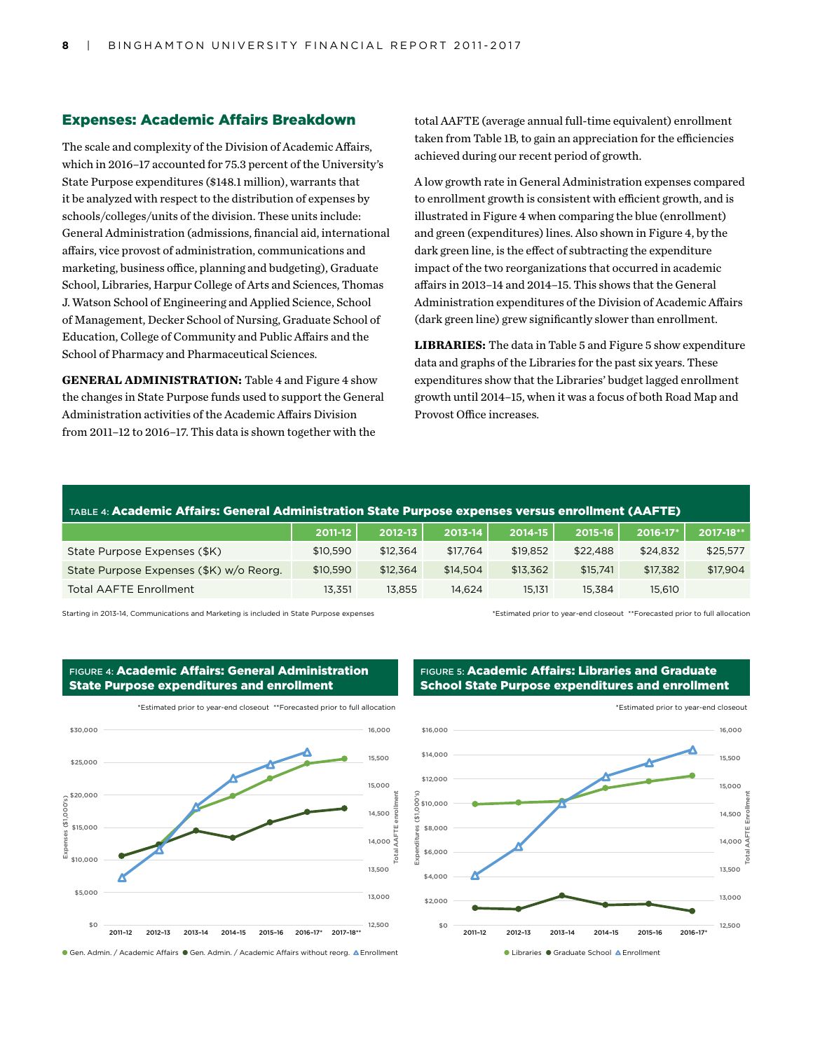## Expenses: Academic Affairs Breakdown

The scale and complexity of the Division of Academic Affairs, which in 2016–17 accounted for 75.3 percent of the University's State Purpose expenditures ($148.1 million), warrants that it be analyzed with respect to the distribution of expenses by schools/colleges/units of the division. These units include: General Administration (admissions, financial aid, international affairs, vice provost of administration, communications and marketing, business office, planning and budgeting), Graduate School, Libraries, Harpur College of Arts and Sciences, Thomas J. Watson School of Engineering and Applied Science, School of Management, Decker School of Nursing, Graduate School of Education, College of Community and Public Affairs and the School of Pharmacy and Pharmaceutical Sciences.

**GENERAL ADMINISTRATION:** Table 4 and Figure 4 show the changes in State Purpose funds used to support the General Administration activities of the Academic Affairs Division from 2011–12 to 2016–17. This data is shown together with the total AAFTE (average annual full-time equivalent) enrollment taken from Table 1B, to gain an appreciation for the efficiencies achieved during our recent period of growth.

A low growth rate in General Administration expenses compared to enrollment growth is consistent with efficient growth, and is illustrated in Figure 4 when comparing the blue (enrollment) and green (expenditures) lines. Also shown in Figure 4, by the dark green line, is the effect of subtracting the expenditure impact of the two reorganizations that occurred in academic affairs in 2013–14 and 2014–15. This shows that the General Administration expenditures of the Division of Academic Affairs (dark green line) grew significantly slower than enrollment.

**LIBRARIES:** The data in Table 5 and Figure 5 show expenditure data and graphs of the Libraries for the past six years. These expenditures show that the Libraries' budget lagged enrollment growth until 2014–15, when it was a focus of both Road Map and Provost Office increases.

TABLE 4: **Academic Affairs: General Administration State Purpose expenses versus enrollment (AAFTE)**

| | 2011-12 | 2012-13 | 2013-14 | 2014-15 | 2015-16 | 2016-17* | 2017-18** |
|---|---|---|---|---|---|---|---|
| State Purpose Expenses ($K) | $10,590 | $12,364 | $17,764 | $19,852 | $22,488 | $24,832 | $25,577 |
| State Purpose Expenses ($K) w/o Reorg. | $10,590 | $12,364 | $14,504 | $13,362 | $15,741 | $17,382 | $17,904 |
| Total AAFTE Enrollment | 13,351 | 13,855 | 14,624 | 15,131 | 15,384 | 15,610 | |

Starting in 2013-14, Communications and Marketing is included in State Purpose expenses

*Estimated prior to year-end closeout **Forecasted prior to full allocation

FIGURE 4: **Academic Affairs: General Administration State Purpose expenditures and enrollment**

*Estimated prior to year-end closeout **Forecasted prior to full allocation

Expenses ($1,000's): $0, $5,000, $10,000, $15,000, $20,000, $25,000, $30,000

Total AAFTE enrollment: 12,500, 13,000, 13,500, 14,000, 14,500, 15,000, 15,500, 16,000

2011–12, 2012–13, 2013–14, 2014–15, 2015–16, 2016–17*, 2017–18**

● Gen. Admin. / Academic Affairs ● Gen. Admin. / Academic Affairs without reorg. △ Enrollment

FIGURE 5: **Academic Affairs: Libraries and Graduate School State Purpose expenditures and enrollment**

*Estimated prior to year-end closeout

Expenditures ($1,000's): $0, $2,000, $4,000, $6,000, $8,000, $10,000, $12,000, $14,000, $16,000

Total AAFTE Enrollment: 12,500, 13,000, 13,500, 14,000, 14,500, 15,000, 15,500, 16,000

2011–12, 2012–13, 2013–14, 2014–15, 2015–16, 2016–17*

● Libraries ● Graduate School △ Enrollment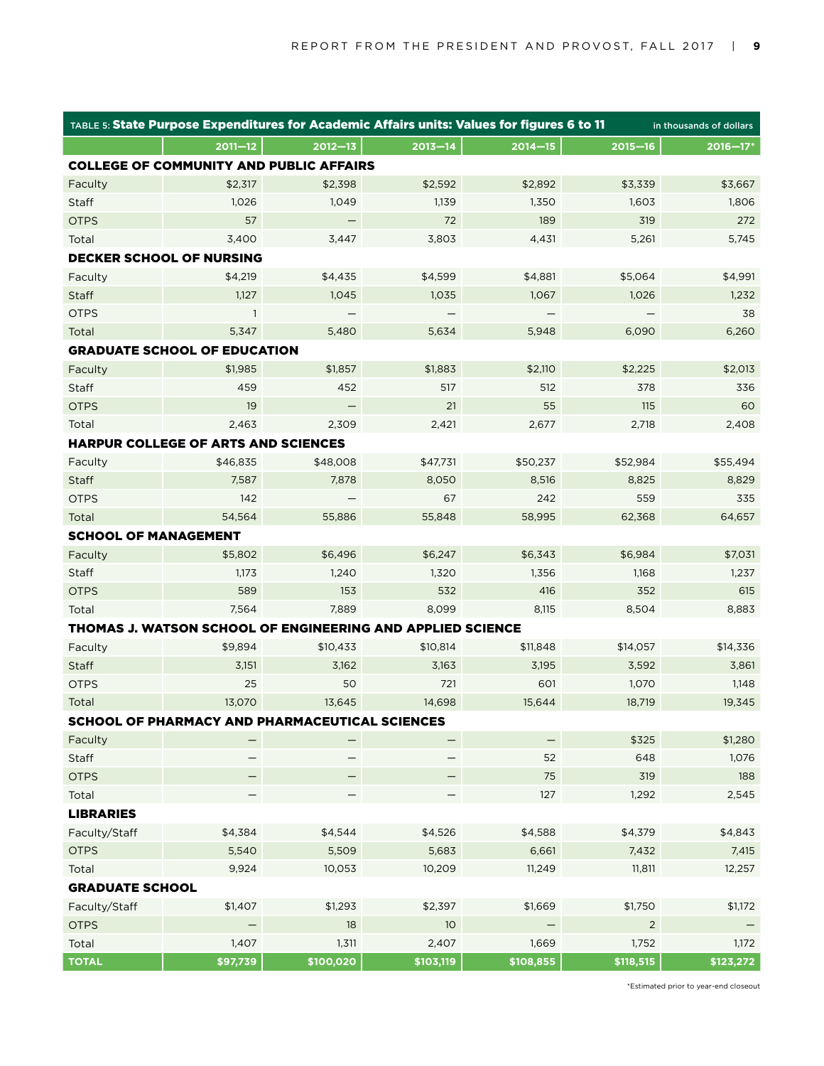TABLE 5: **State Purpose Expenditures for Academic Affairs units: Values for figures 6 to 11** in thousands of dollars

| | 2011–12 | 2012–13 | 2013–14 | 2014–15 | 2015–16 | 2016–17* |
|---|---|---|---|---|---|---|
| **COLLEGE OF COMMUNITY AND PUBLIC AFFAIRS** | | | | | | |
| Faculty | $2,317 | $2,398 | $2,592 | $2,892 | $3,339 | $3,667 |
| Staff | 1,026 | 1,049 | 1,139 | 1,350 | 1,603 | 1,806 |
| OTPS | 57 | — | 72 | 189 | 319 | 272 |
| Total | 3,400 | 3,447 | 3,803 | 4,431 | 5,261 | 5,745 |
| **DECKER SCHOOL OF NURSING** | | | | | | |
| Faculty | $4,219 | $4,435 | $4,599 | $4,881 | $5,064 | $4,991 |
| Staff | 1,127 | 1,045 | 1,035 | 1,067 | 1,026 | 1,232 |
| OTPS | 1 | — | — | — | — | 38 |
| Total | 5,347 | 5,480 | 5,634 | 5,948 | 6,090 | 6,260 |
| **GRADUATE SCHOOL OF EDUCATION** | | | | | | |
| Faculty | $1,985 | $1,857 | $1,883 | $2,110 | $2,225 | $2,013 |
| Staff | 459 | 452 | 517 | 512 | 378 | 336 |
| OTPS | 19 | — | 21 | 55 | 115 | 60 |
| Total | 2,463 | 2,309 | 2,421 | 2,677 | 2,718 | 2,408 |
| **HARPUR COLLEGE OF ARTS AND SCIENCES** | | | | | | |
| Faculty | $46,835 | $48,008 | $47,731 | $50,237 | $52,984 | $55,494 |
| Staff | 7,587 | 7,878 | 8,050 | 8,516 | 8,825 | 8,829 |
| OTPS | 142 | — | 67 | 242 | 559 | 335 |
| Total | 54,564 | 55,886 | 55,848 | 58,995 | 62,368 | 64,657 |
| **SCHOOL OF MANAGEMENT** | | | | | | |
| Faculty | $5,802 | $6,496 | $6,247 | $6,343 | $6,984 | $7,031 |
| Staff | 1,173 | 1,240 | 1,320 | 1,356 | 1,168 | 1,237 |
| OTPS | 589 | 153 | 532 | 416 | 352 | 615 |
| Total | 7,564 | 7,889 | 8,099 | 8,115 | 8,504 | 8,883 |
| **THOMAS J. WATSON SCHOOL OF ENGINEERING AND APPLIED SCIENCE** | | | | | | |
| Faculty | $9,894 | $10,433 | $10,814 | $11,848 | $14,057 | $14,336 |
| Staff | 3,151 | 3,162 | 3,163 | 3,195 | 3,592 | 3,861 |
| OTPS | 25 | 50 | 721 | 601 | 1,070 | 1,148 |
| Total | 13,070 | 13,645 | 14,698 | 15,644 | 18,719 | 19,345 |
| **SCHOOL OF PHARMACY AND PHARMACEUTICAL SCIENCES** | | | | | | |
| Faculty | — | — | — | — | $325 | $1,280 |
| Staff | — | — | — | 52 | 648 | 1,076 |
| OTPS | — | — | — | 75 | 319 | 188 |
| Total | — | — | — | 127 | 1,292 | 2,545 |
| **LIBRARIES** | | | | | | |
| Faculty/Staff | $4,384 | $4,544 | $4,526 | $4,588 | $4,379 | $4,843 |
| OTPS | 5,540 | 5,509 | 5,683 | 6,661 | 7,432 | 7,415 |
| Total | 9,924 | 10,053 | 10,209 | 11,249 | 11,811 | 12,257 |
| **GRADUATE SCHOOL** | | | | | | |
| Faculty/Staff | $1,407 | $1,293 | $2,397 | $1,669 | $1,750 | $1,172 |
| OTPS | — | 18 | 10 | — | 2 | — |
| Total | 1,407 | 1,311 | 2,407 | 1,669 | 1,752 | 1,172 |
| **TOTAL** | **$97,739** | **$100,020** | **$103,119** | **$108,855** | **$118,515** | **$123,272** |

*Estimated prior to year-end closeout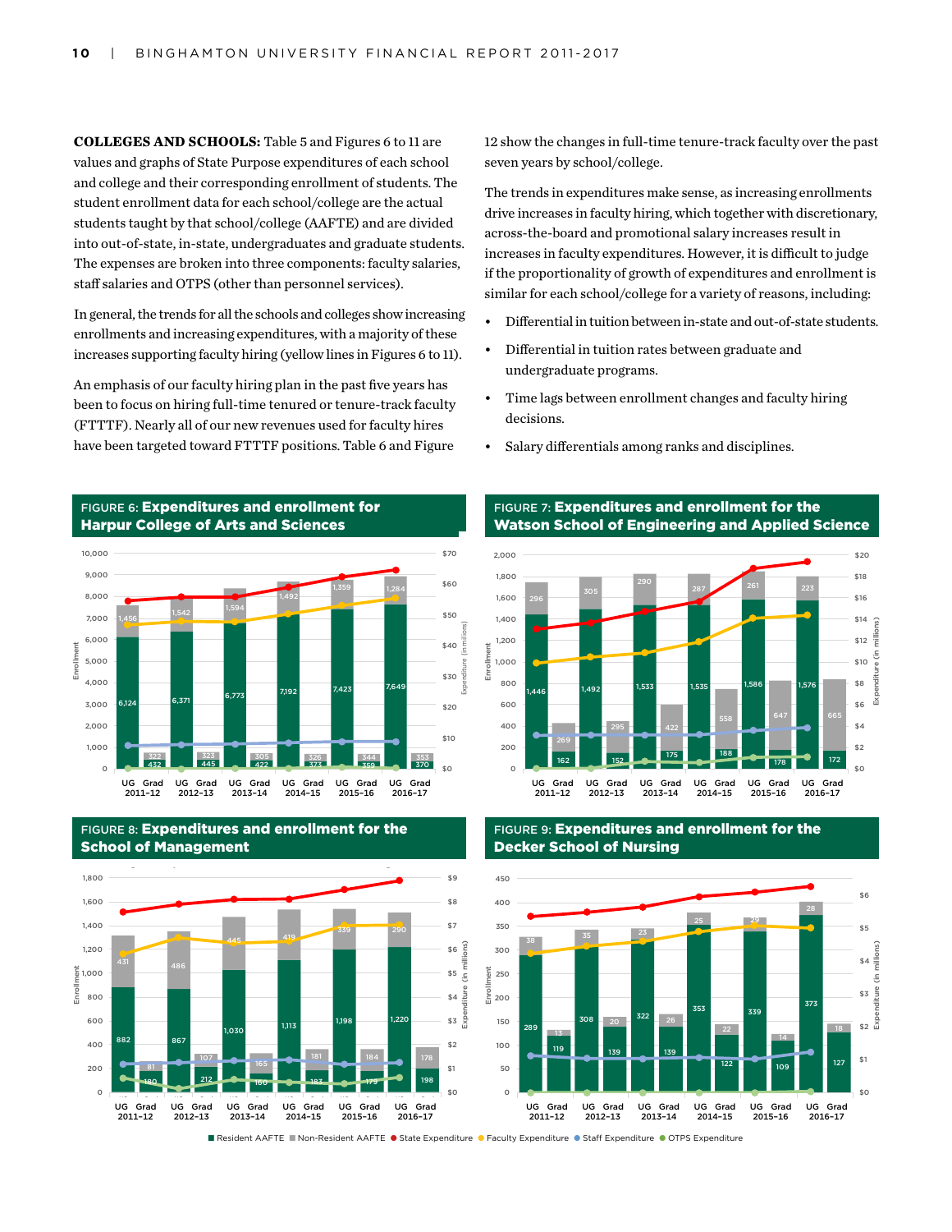**COLLEGES AND SCHOOLS:** Table 5 and Figures 6 to 11 are values and graphs of State Purpose expenditures of each school and college and their corresponding enrollment of students. The student enrollment data for each school/college are the actual students taught by that school/college (AAFTE) and are divided into out-of-state, in-state, undergraduates and graduate students. The expenses are broken into three components: faculty salaries, staff salaries and OTPS (other than personnel services).

In general, the trends for all the schools and colleges show increasing enrollments and increasing expenditures, with a majority of these increases supporting faculty hiring (yellow lines in Figures 6 to 11).

An emphasis of our faculty hiring plan in the past five years has been to focus on hiring full-time tenured or tenure-track faculty (FTTTF). Nearly all of our new revenues used for faculty hires have been targeted toward FTTTF positions. Table 6 and Figure 12 show the changes in full-time tenure-track faculty over the past seven years by school/college.

The trends in expenditures make sense, as increasing enrollments drive increases in faculty hiring, which together with discretionary, across-the-board and promotional salary increases result in increases in faculty expenditures. However, it is difficult to judge if the proportionality of growth of expenditures and enrollment is similar for each school/college for a variety of reasons, including:

- Differential in tuition between in-state and out-of-state students.
- Differential in tuition rates between graduate and undergraduate programs.
- Time lags between enrollment changes and faculty hiring decisions.
- Salary differentials among ranks and disciplines.

**FIGURE 6: Expenditures and enrollment for Harpur College of Arts and Sciences**

Enrollment (0–10,000); Expenditure (in millions) ($0–$70)

UG / Grad: 2011-12, 2012-13, 2013-14, 2014-15, 2015-16, 2016-17

UG Resident: 6,124; 6,371; 6,773; 7,192; 7,423; 7,649
UG Non-Resident: 1,456; 1,542; 1,594; 1,492; 1,359; 1,284
Grad Resident: 432; 445; 422; 373; 359; 370
Grad Non-Resident: 322; 323; 305; 326; 344; 353

**FIGURE 7: Expenditures and enrollment for the Watson School of Engineering and Applied Science**

Enrollment (0–2,000); Expenditure (in millions) ($0–$20)

UG / Grad: 2011-12, 2012-13, 2013-14, 2014-15, 2015-16, 2016-17

UG Resident: 1,446; 1,492; 1,533; 1,535; 1,586; 1,576
UG Non-Resident: 296; 305; 290; 287; 261; 223
Grad Resident: 162; 152; 175; 188; 178; 172
Grad Non-Resident: 269; 295; 422; 558; 647; 665

**FIGURE 8: Expenditures and enrollment for the School of Management**

Enrollment (0–1,800); Expenditure (in millions) ($0–$9)

UG / Grad: 2011-12, 2012-13, 2013-14, 2014-15, 2015-16, 2016-17

UG Resident: 882; 867; 1,030; 1,113; 1,198; 1,220
UG Non-Resident: 431; 486; 445; 419; 339; 290
Grad Resident: 180; 212; 160; 183; 179; 198
Grad Non-Resident: 81; 107; 165; 181; 184; 178

**FIGURE 9: Expenditures and enrollment for the Decker School of Nursing**

Enrollment (0–450); Expenditure (in millions) ($0–$6)

UG / Grad: 2011-12, 2012-13, 2013-14, 2014-15, 2015-16, 2016-17

UG Resident: 289; 308; 322; 353; 339; 373
UG Non-Resident: 38; 35; 23; 25; 29; 28
Grad Resident: 119; 139; 139; 122; 109; 127
Grad Non-Resident: 13; 20; 26; 22; 14; 18

Resident AAFTE, Non-Resident AAFTE, State Expenditure, Faculty Expenditure, Staff Expenditure, OTPS Expenditure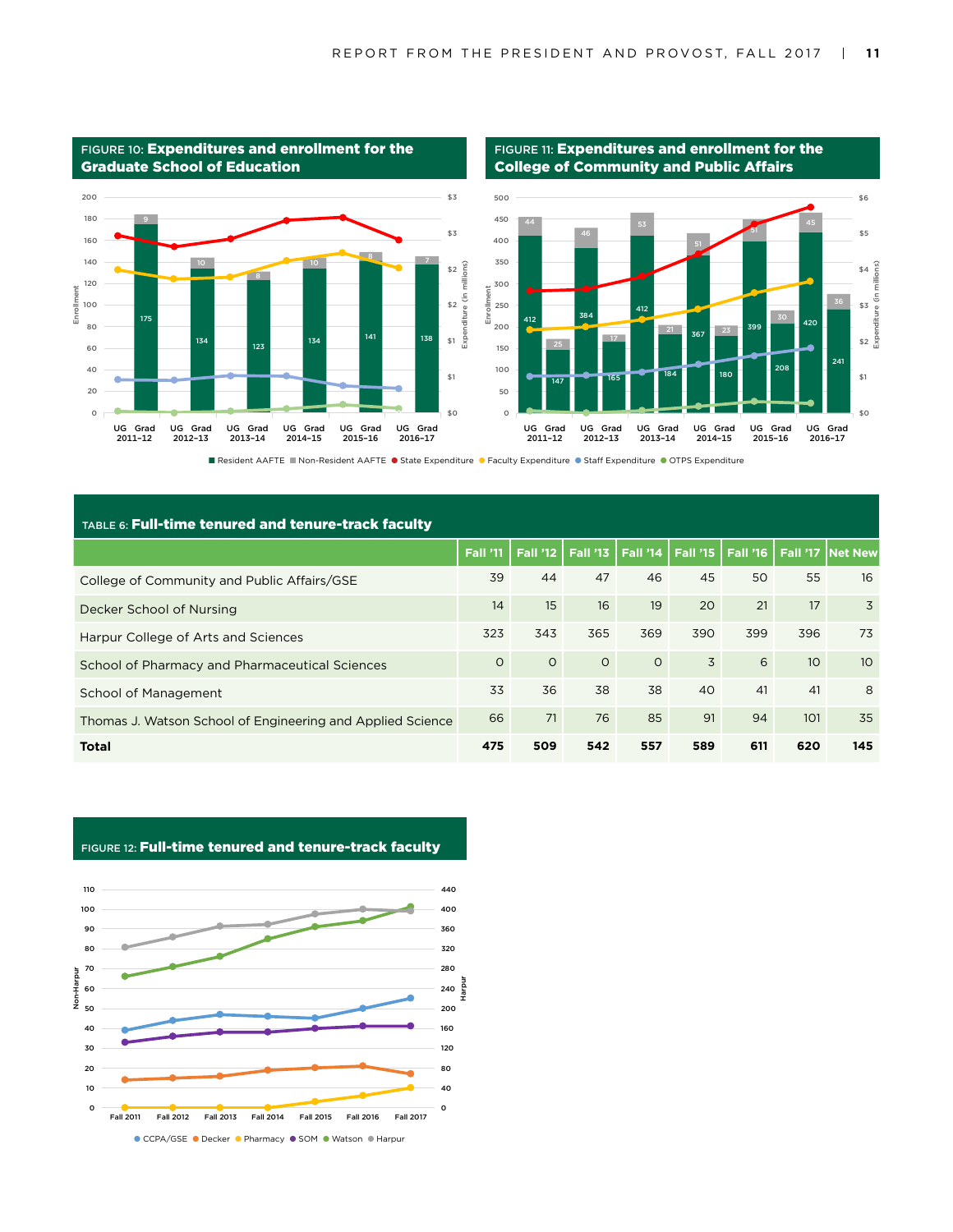## FIGURE 10: Expenditures and enrollment for the Graduate School of Education

Enrollment: 200, 180, 160, 140, 120, 100, 80, 60, 40, 20, 0

Expenditure (in millions): $3, $3, $2, $2, $1, $1, $0

UG Grad 2011–12: 175, 9
UG Grad 2012–13: 134, 10
UG Grad 2013–14: 123, 8
UG Grad 2014–15: 134, 10
UG Grad 2015–16: 141, 8
UG Grad 2016–17: 138, 7

## FIGURE 11: Expenditures and enrollment for the College of Community and Public Affairs

Enrollment: 500, 450, 400, 350, 300, 250, 200, 150, 100, 50, 0

Expenditure (in millions): $6, $5, $4, $3, $2, $1, $0

UG Grad 2011–12: 412, 44, 147, 25
UG Grad 2012–13: 384, 46, 165, 17
UG Grad 2013–14: 412, 53, 184, 21
UG Grad 2014–15: 367, 51, 180, 23
UG Grad 2015–16: 399, 51, 208, 30
UG Grad 2016–17: 420, 45, 241, 36

■ Resident AAFTE ■ Non-Resident AAFTE ● State Expenditure ● Faculty Expenditure ● Staff Expenditure ● OTPS Expenditure

## TABLE 6: Full-time tenured and tenure-track faculty

| | Fall '11 | Fall '12 | Fall '13 | Fall '14 | Fall '15 | Fall '16 | Fall '17 | Net New |
|---|---|---|---|---|---|---|---|---|
| College of Community and Public Affairs/GSE | 39 | 44 | 47 | 46 | 45 | 50 | 55 | 16 |
| Decker School of Nursing | 14 | 15 | 16 | 19 | 20 | 21 | 17 | 3 |
| Harpur College of Arts and Sciences | 323 | 343 | 365 | 369 | 390 | 399 | 396 | 73 |
| School of Pharmacy and Pharmaceutical Sciences | 0 | 0 | 0 | 0 | 3 | 6 | 10 | 10 |
| School of Management | 33 | 36 | 38 | 38 | 40 | 41 | 41 | 8 |
| Thomas J. Watson School of Engineering and Applied Science | 66 | 71 | 76 | 85 | 91 | 94 | 101 | 35 |
| **Total** | **475** | **509** | **542** | **557** | **589** | **611** | **620** | **145** |

## FIGURE 12: Full-time tenured and tenure-track faculty

Non-Harpur: 110, 100, 90, 80, 70, 60, 50, 40, 30, 20, 10, 0

Harpur: 440, 400, 360, 320, 280, 240, 200, 160, 120, 80, 40, 0

Fall 2011, Fall 2012, Fall 2013, Fall 2014, Fall 2015, Fall 2016, Fall 2017

● CCPA/GSE ● Decker ● Pharmacy ● SOM ● Watson ● Harpur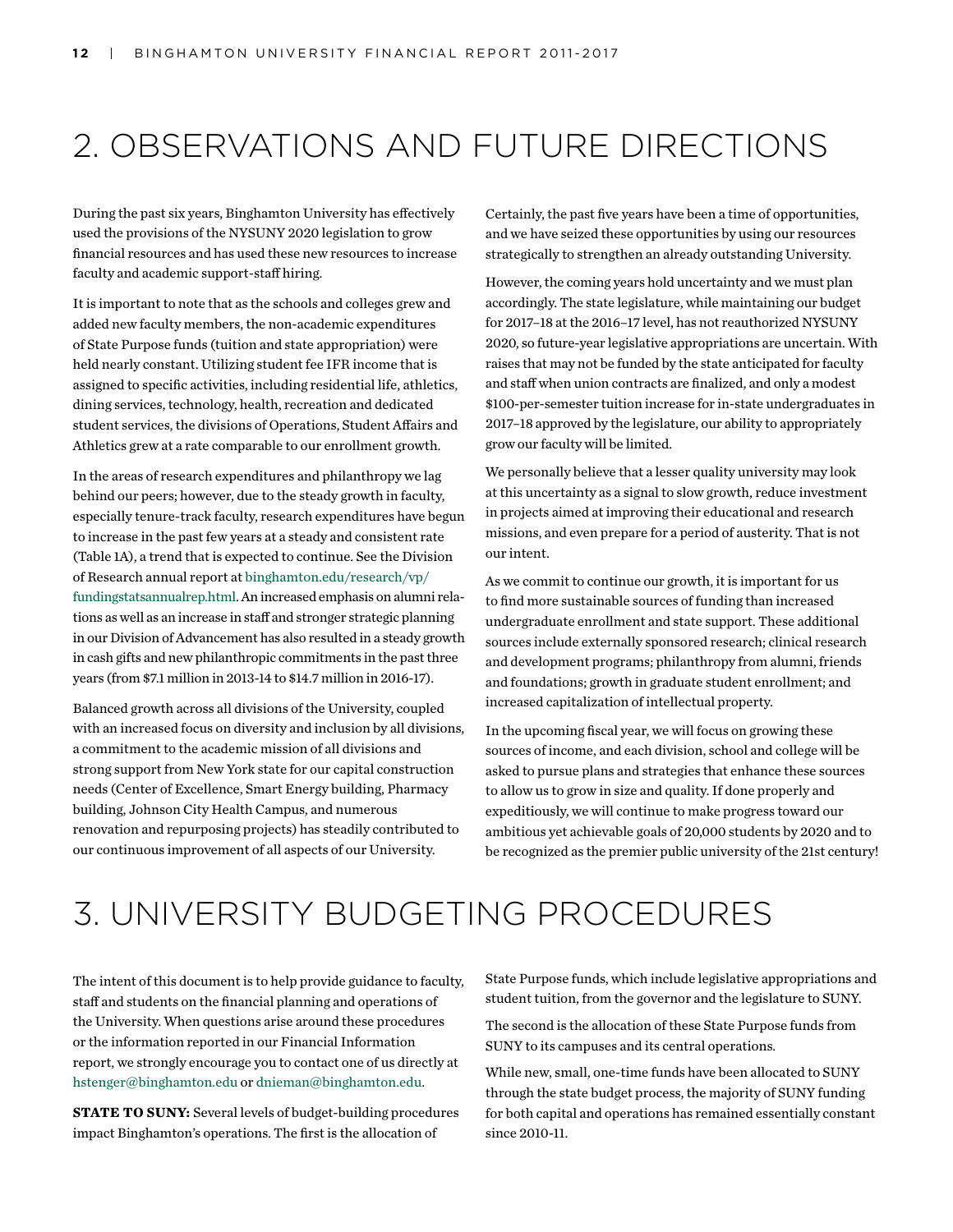# 2. OBSERVATIONS AND FUTURE DIRECTIONS

During the past six years, Binghamton University has effectively used the provisions of the NYSUNY 2020 legislation to grow financial resources and has used these new resources to increase faculty and academic support-staff hiring.

It is important to note that as the schools and colleges grew and added new faculty members, the non-academic expenditures of State Purpose funds (tuition and state appropriation) were held nearly constant. Utilizing student fee IFR income that is assigned to specific activities, including residential life, athletics, dining services, technology, health, recreation and dedicated student services, the divisions of Operations, Student Affairs and Athletics grew at a rate comparable to our enrollment growth.

In the areas of research expenditures and philanthropy we lag behind our peers; however, due to the steady growth in faculty, especially tenure-track faculty, research expenditures have begun to increase in the past few years at a steady and consistent rate (Table 1A), a trend that is expected to continue. See the Division of Research annual report at binghamton.edu/research/vp/fundingstatsannualrep.html. An increased emphasis on alumni relations as well as an increase in staff and stronger strategic planning in our Division of Advancement has also resulted in a steady growth in cash gifts and new philanthropic commitments in the past three years (from $7.1 million in 2013-14 to $14.7 million in 2016-17).

Balanced growth across all divisions of the University, coupled with an increased focus on diversity and inclusion by all divisions, a commitment to the academic mission of all divisions and strong support from New York state for our capital construction needs (Center of Excellence, Smart Energy building, Pharmacy building, Johnson City Health Campus, and numerous renovation and repurposing projects) has steadily contributed to our continuous improvement of all aspects of our University.

Certainly, the past five years have been a time of opportunities, and we have seized these opportunities by using our resources strategically to strengthen an already outstanding University.

However, the coming years hold uncertainty and we must plan accordingly. The state legislature, while maintaining our budget for 2017–18 at the 2016–17 level, has not reauthorized NYSUNY 2020, so future-year legislative appropriations are uncertain. With raises that may not be funded by the state anticipated for faculty and staff when union contracts are finalized, and only a modest $100-per-semester tuition increase for in-state undergraduates in 2017–18 approved by the legislature, our ability to appropriately grow our faculty will be limited.

We personally believe that a lesser quality university may look at this uncertainty as a signal to slow growth, reduce investment in projects aimed at improving their educational and research missions, and even prepare for a period of austerity. That is not our intent.

As we commit to continue our growth, it is important for us to find more sustainable sources of funding than increased undergraduate enrollment and state support. These additional sources include externally sponsored research; clinical research and development programs; philanthropy from alumni, friends and foundations; growth in graduate student enrollment; and increased capitalization of intellectual property.

In the upcoming fiscal year, we will focus on growing these sources of income, and each division, school and college will be asked to pursue plans and strategies that enhance these sources to allow us to grow in size and quality. If done properly and expeditiously, we will continue to make progress toward our ambitious yet achievable goals of 20,000 students by 2020 and to be recognized as the premier public university of the 21st century!

# 3. UNIVERSITY BUDGETING PROCEDURES

The intent of this document is to help provide guidance to faculty, staff and students on the financial planning and operations of the University. When questions arise around these procedures or the information reported in our Financial Information report, we strongly encourage you to contact one of us directly at hstenger@binghamton.edu or dnieman@binghamton.edu.

**STATE TO SUNY:** Several levels of budget-building procedures impact Binghamton's operations. The first is the allocation of State Purpose funds, which include legislative appropriations and student tuition, from the governor and the legislature to SUNY.

The second is the allocation of these State Purpose funds from SUNY to its campuses and its central operations.

While new, small, one-time funds have been allocated to SUNY through the state budget process, the majority of SUNY funding for both capital and operations has remained essentially constant since 2010-11.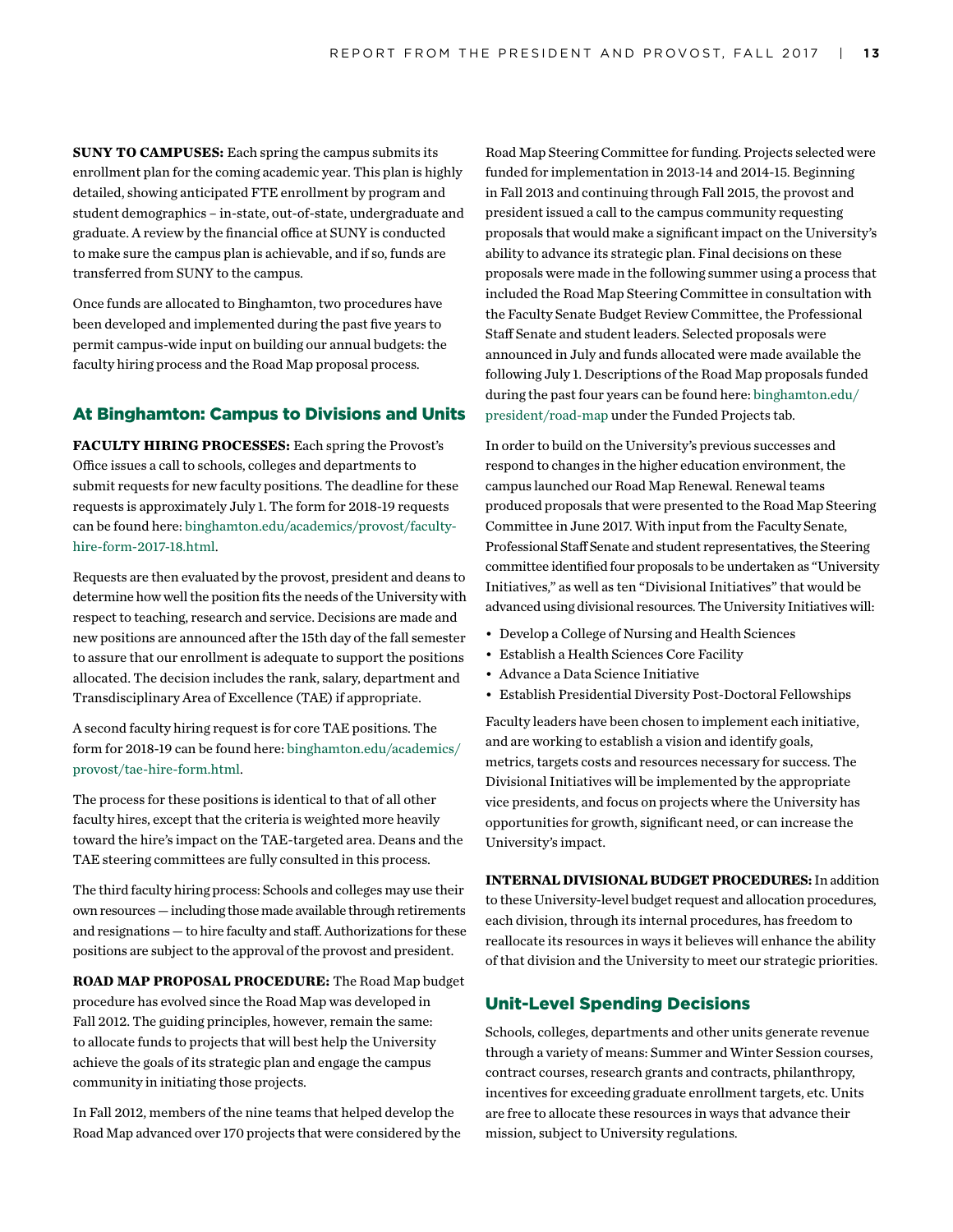**SUNY TO CAMPUSES:** Each spring the campus submits its enrollment plan for the coming academic year. This plan is highly detailed, showing anticipated FTE enrollment by program and student demographics – in-state, out-of-state, undergraduate and graduate. A review by the financial office at SUNY is conducted to make sure the campus plan is achievable, and if so, funds are transferred from SUNY to the campus.

Once funds are allocated to Binghamton, two procedures have been developed and implemented during the past five years to permit campus-wide input on building our annual budgets: the faculty hiring process and the Road Map proposal process.

## At Binghamton: Campus to Divisions and Units

**FACULTY HIRING PROCESSES:** Each spring the Provost's Office issues a call to schools, colleges and departments to submit requests for new faculty positions. The deadline for these requests is approximately July 1. The form for 2018-19 requests can be found here: binghamton.edu/academics/provost/faculty-hire-form-2017-18.html.

Requests are then evaluated by the provost, president and deans to determine how well the position fits the needs of the University with respect to teaching, research and service. Decisions are made and new positions are announced after the 15th day of the fall semester to assure that our enrollment is adequate to support the positions allocated. The decision includes the rank, salary, department and Transdisciplinary Area of Excellence (TAE) if appropriate.

A second faculty hiring request is for core TAE positions. The form for 2018-19 can be found here: binghamton.edu/academics/provost/tae-hire-form.html.

The process for these positions is identical to that of all other faculty hires, except that the criteria is weighted more heavily toward the hire's impact on the TAE-targeted area. Deans and the TAE steering committees are fully consulted in this process.

The third faculty hiring process: Schools and colleges may use their own resources — including those made available through retirements and resignations — to hire faculty and staff. Authorizations for these positions are subject to the approval of the provost and president.

**ROAD MAP PROPOSAL PROCEDURE:** The Road Map budget procedure has evolved since the Road Map was developed in Fall 2012. The guiding principles, however, remain the same: to allocate funds to projects that will best help the University achieve the goals of its strategic plan and engage the campus community in initiating those projects.

In Fall 2012, members of the nine teams that helped develop the Road Map advanced over 170 projects that were considered by the Road Map Steering Committee for funding. Projects selected were funded for implementation in 2013-14 and 2014-15. Beginning in Fall 2013 and continuing through Fall 2015, the provost and president issued a call to the campus community requesting proposals that would make a significant impact on the University's ability to advance its strategic plan. Final decisions on these proposals were made in the following summer using a process that included the Road Map Steering Committee in consultation with the Faculty Senate Budget Review Committee, the Professional Staff Senate and student leaders. Selected proposals were announced in July and funds allocated were made available the following July 1. Descriptions of the Road Map proposals funded during the past four years can be found here: binghamton.edu/president/road-map under the Funded Projects tab.

In order to build on the University's previous successes and respond to changes in the higher education environment, the campus launched our Road Map Renewal. Renewal teams produced proposals that were presented to the Road Map Steering Committee in June 2017. With input from the Faculty Senate, Professional Staff Senate and student representatives, the Steering committee identified four proposals to be undertaken as "University Initiatives," as well as ten "Divisional Initiatives" that would be advanced using divisional resources. The University Initiatives will:

- Develop a College of Nursing and Health Sciences
- Establish a Health Sciences Core Facility
- Advance a Data Science Initiative
- Establish Presidential Diversity Post-Doctoral Fellowships

Faculty leaders have been chosen to implement each initiative, and are working to establish a vision and identify goals, metrics, targets costs and resources necessary for success. The Divisional Initiatives will be implemented by the appropriate vice presidents, and focus on projects where the University has opportunities for growth, significant need, or can increase the University's impact.

**INTERNAL DIVISIONAL BUDGET PROCEDURES:** In addition to these University-level budget request and allocation procedures, each division, through its internal procedures, has freedom to reallocate its resources in ways it believes will enhance the ability of that division and the University to meet our strategic priorities.

## Unit-Level Spending Decisions

Schools, colleges, departments and other units generate revenue through a variety of means: Summer and Winter Session courses, contract courses, research grants and contracts, philanthropy, incentives for exceeding graduate enrollment targets, etc. Units are free to allocate these resources in ways that advance their mission, subject to University regulations.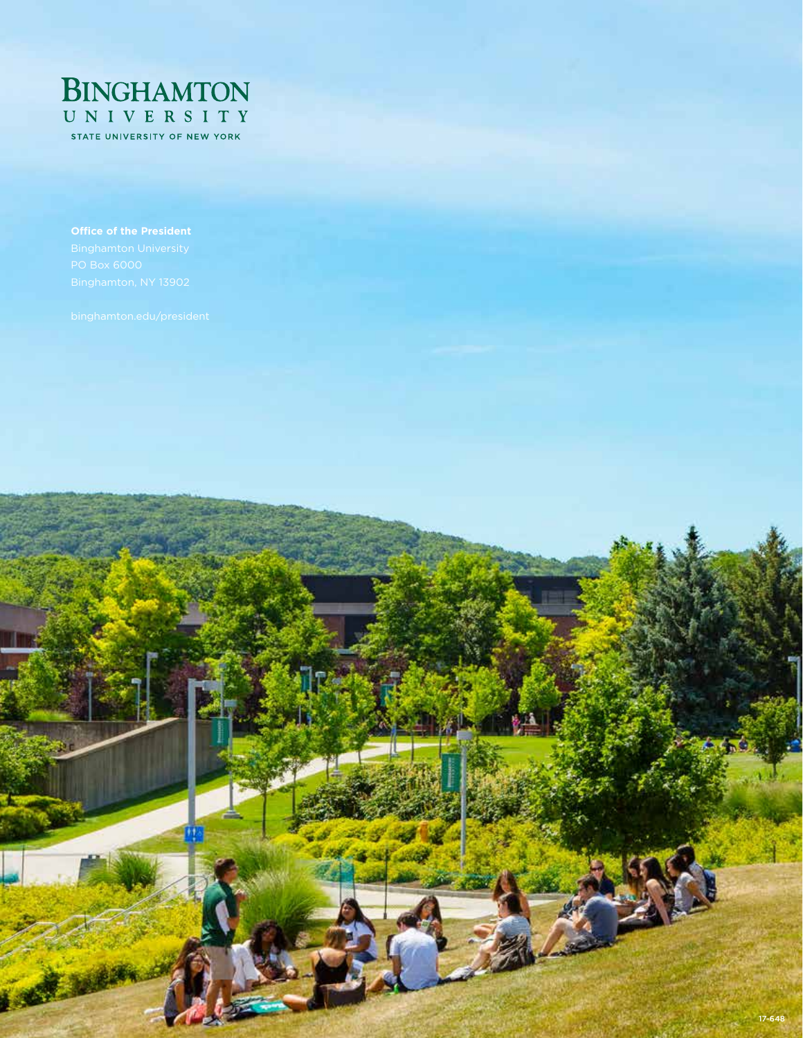BINGHAMTON UNIVERSITY

STATE UNIVERSITY OF NEW YORK

**Office of the President**
Binghamton University
PO Box 6000
Binghamton, NY 13902

binghamton.edu/president

17-648